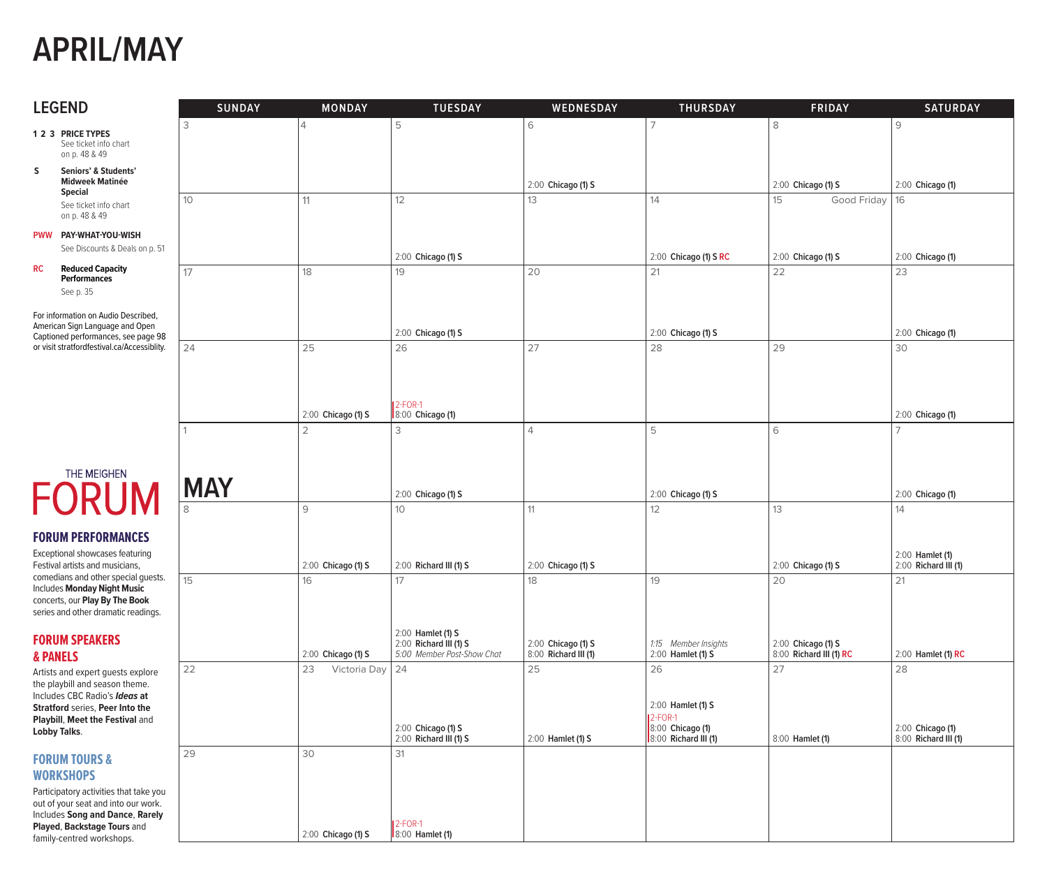# APRIL/MAY

## LEGEND

**1 2 3 PRICE TYPES**
See ticket info chart on p. 48 & 49

**S Seniors' & Students' Midweek Matinée Special**
See ticket info chart on p. 48 & 49

**PWW PAY-WHAT-YOU-WISH**
See Discounts & Deals on p. 51

**RC Reduced Capacity Performances**
See p. 35

For information on Audio Described, American Sign Language and Open Captioned performances, see page 98 or visit stratfordfestival.ca/Accessiblity.

THE MEIGHEN **FORUM**

### FORUM PERFORMANCES

Exceptional showcases featuring Festival artists and musicians, comedians and other special guests. Includes **Monday Night Music** concerts, our **Play By The Book** series and other dramatic readings.

### FORUM SPEAKERS & PANELS

Artists and expert guests explore the playbill and season theme. Includes CBC Radio's ***Ideas* at Stratford** series, **Peer Into the Playbill**, **Meet the Festival** and **Lobby Talks**.

### FORUM TOURS & WORKSHOPS

Participatory activities that take you out of your seat and into our work. Includes **Song and Dance**, **Rarely Played**, **Backstage Tours** and family-centred workshops.

| SUNDAY | MONDAY | TUESDAY | WEDNESDAY | THURSDAY | FRIDAY | SATURDAY |
|---|---|---|---|---|---|---|
| 3 | 4 | 5 | 6<br>2:00 **Chicago (1) S** | 7 | 8<br>2:00 **Chicago (1) S** | 9<br>2:00 **Chicago (1)** |
| 10 | 11 | 12<br>2:00 **Chicago (1) S** | 13 | 14<br>2:00 **Chicago (1) S RC** | 15 Good Friday<br>2:00 **Chicago (1) S** | 16<br>2:00 **Chicago (1)** |
| 17 | 18 | 19<br>2:00 **Chicago (1) S** | 20 | 21<br>2:00 **Chicago (1) S** | 22 | 23<br>2:00 **Chicago (1)** |
| 24 | 25<br>2:00 **Chicago (1) S** | 26<br>2-FOR-1<br>8:00 **Chicago (1)** | 27 | 28 | 29 | 30<br>2:00 **Chicago (1)** |
| 1<br>**MAY** | 2 | 3<br>2:00 **Chicago (1) S** | 4 | 5<br>2:00 **Chicago (1) S** | 6 | 7<br>2:00 **Chicago (1)** |
| 8 | 9<br>2:00 **Chicago (1) S** | 10<br>2:00 **Richard III (1) S** | 11<br>2:00 **Chicago (1) S** | 12 | 13<br>2:00 **Chicago (1) S** | 14<br>2:00 **Hamlet (1)**<br>2:00 **Richard III (1)** |
| 15 | 16<br>2:00 **Chicago (1) S** | 17<br>2:00 **Hamlet (1) S**<br>2:00 **Richard III (1) S**<br>*5:00 Member Post-Show Chat* | 18<br>2:00 **Chicago (1) S**<br>8:00 **Richard III (1)** | 19<br>*1:15 Member Insights*<br>2:00 **Hamlet (1) S** | 20<br>2:00 **Chicago (1) S**<br>8:00 **Richard III (1) RC** | 21<br>2:00 **Hamlet (1) RC** |
| 22 | 23 Victoria Day | 24<br>2:00 **Chicago (1) S**<br>2:00 **Richard III (1) S** | 25<br>2:00 **Hamlet (1) S** | 26<br>2:00 **Hamlet (1) S**<br>2-FOR-1<br>8:00 **Chicago (1)**<br>8:00 **Richard III (1)** | 27<br>8:00 **Hamlet (1)** | 28<br>2:00 **Chicago (1)**<br>8:00 **Richard III (1)** |
| 29 | 30<br>2:00 **Chicago (1) S** | 31<br>2-FOR-1<br>8:00 **Hamlet (1)** | | | | |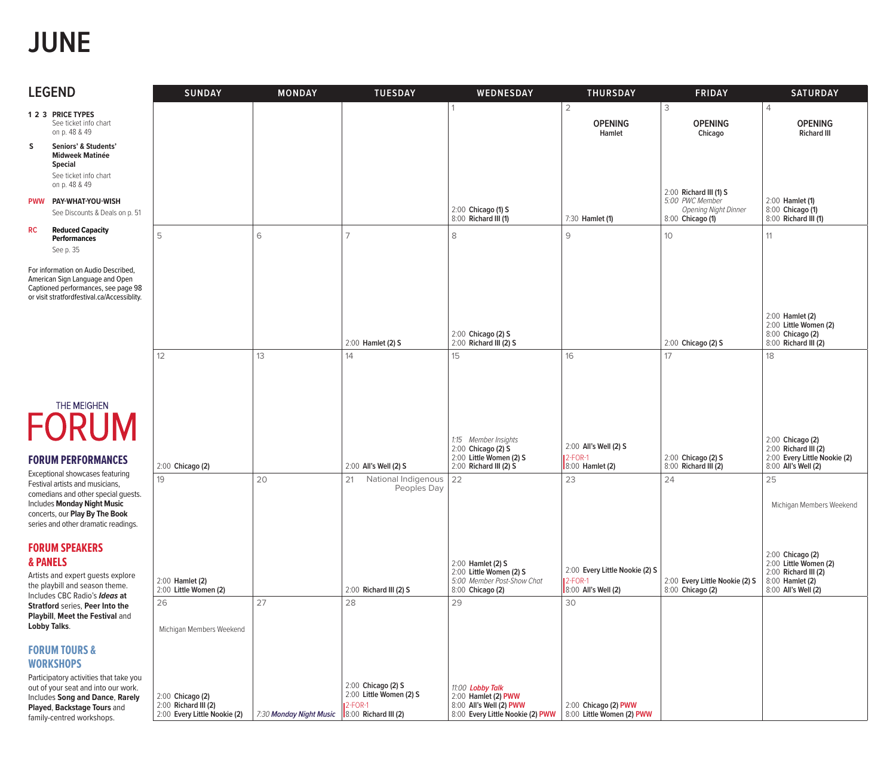# JUNE

## LEGEND

**1 2 3 PRICE TYPES**
See ticket info chart on p. 48 & 49

**S** **Seniors' & Students' Midweek Matinée Special**
See ticket info chart on p. 48 & 49

**PWW** **PAY-WHAT-YOU-WISH**
See Discounts & Deals on p. 51

**RC** **Reduced Capacity Performances**
See p. 35

For information on Audio Described, American Sign Language and Open Captioned performances, see page 98 or visit stratfordfestival.ca/Accessiblity.

THE MEIGHEN **FORUM**

### FORUM PERFORMANCES

Exceptional showcases featuring Festival artists and musicians, comedians and other special guests. Includes **Monday Night Music** concerts, our **Play By The Book** series and other dramatic readings.

### FORUM SPEAKERS & PANELS

Artists and expert guests explore the playbill and season theme. Includes CBC Radio's ***Ideas* at Stratford** series, **Peer Into the Playbill**, **Meet the Festival** and **Lobby Talks**.

### FORUM TOURS & WORKSHOPS

Participatory activities that take you out of your seat and into our work. Includes **Song and Dance**, **Rarely Played**, **Backstage Tours** and family-centred workshops.

| SUNDAY | MONDAY | TUESDAY | WEDNESDAY | THURSDAY | FRIDAY | SATURDAY |
|---|---|---|---|---|---|---|
| | | | 1<br>2:00 **Chicago (1) S**<br>8:00 **Richard III (1)** | 2<br>**OPENING** Hamlet<br>7:30 **Hamlet (1)** | 3<br>**OPENING** Chicago<br>2:00 **Richard III (1) S**<br>*5:00 PWC Member Opening Night Dinner*<br>8:00 **Chicago (1)** | 4<br>**OPENING** Richard III<br>2:00 **Hamlet (1)**<br>8:00 **Chicago (1)**<br>8:00 **Richard III (1)** |
| 5 | 6 | 7<br>2:00 **Hamlet (2) S** | 8<br>2:00 **Chicago (2) S**<br>2:00 **Richard III (2) S** | 9 | 10<br>2:00 **Chicago (2) S** | 11<br>2:00 **Hamlet (2)**<br>2:00 **Little Women (2)**<br>8:00 **Chicago (2)**<br>8:00 **Richard III (2)** |
| 12<br>2:00 **Chicago (2)** | 13 | 14<br>2:00 **All's Well (2) S** | 15<br>*1:15 Member Insights*<br>2:00 **Chicago (2) S**<br>2:00 **Little Women (2) S**<br>2:00 **Richard III (2) S** | 16<br>2:00 **All's Well (2) S**<br>2-FOR-1<br>8:00 **Hamlet (2)** | 17<br>2:00 **Chicago (2) S**<br>8:00 **Richard III (2)** | 18<br>2:00 **Chicago (2)**<br>2:00 **Richard III (2)**<br>2:00 **Every Little Nookie (2)**<br>8:00 **All's Well (2)** |
| 19<br>2:00 **Hamlet (2)**<br>2:00 **Little Women (2)** | 20 | 21 National Indigenous Peoples Day<br>2:00 **Richard III (2) S** | 22<br>2:00 **Hamlet (2) S**<br>2:00 **Little Women (2) S**<br>*5:00 Member Post-Show Chat*<br>8:00 **Chicago (2)** | 23<br>2:00 **Every Little Nookie (2) S**<br>2-FOR-1<br>8:00 **All's Well (2)** | 24<br>2:00 **Every Little Nookie (2) S**<br>8:00 **Chicago (2)** | 25<br>Michigan Members Weekend<br>2:00 **Chicago (2)**<br>2:00 **Little Women (2)**<br>2:00 **Richard III (2)**<br>8:00 **Hamlet (2)**<br>8:00 **All's Well (2)** |
| 26<br>Michigan Members Weekend<br>2:00 **Chicago (2)**<br>2:00 **Richard III (2)**<br>2:00 **Every Little Nookie (2)** | 27<br>*7:30* ***Monday Night Music*** | 28<br>2:00 **Chicago (2) S**<br>2:00 **Little Women (2) S**<br>2-FOR-1<br>8:00 **Richard III (2)** | 29<br>*11:00* ***Lobby Talk***<br>2:00 **Hamlet (2) PWW**<br>8:00 **All's Well (2) PWW**<br>8:00 **Every Little Nookie (2) PWW** | 30<br>2:00 **Chicago (2) PWW**<br>8:00 **Little Women (2) PWW** | | |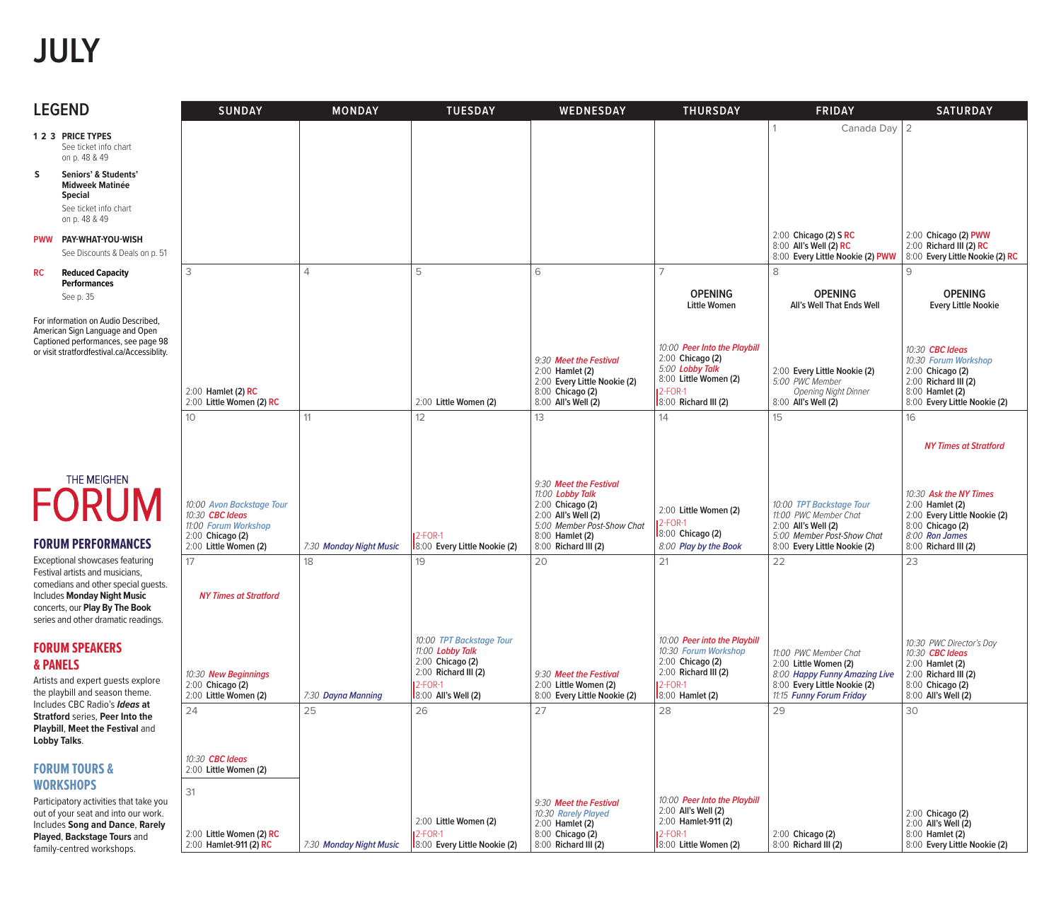# JULY

## LEGEND

**1 2 3 PRICE TYPES**
See ticket info chart on p. 48 & 49

**S Seniors' & Students' Midweek Matinée Special**
See ticket info chart on p. 48 & 49

**PWW PAY-WHAT-YOU-WISH**
See Discounts & Deals on p. 51

**RC Reduced Capacity Performances**
See p. 35

For information on Audio Described, American Sign Language and Open Captioned performances, see page 98 or visit stratfordfestival.ca/Accessiblity.

THE MEIGHEN FORUM

### FORUM PERFORMANCES

Exceptional showcases featuring Festival artists and musicians, comedians and other special guests. Includes **Monday Night Music** concerts, our **Play By The Book** series and other dramatic readings.

### FORUM SPEAKERS & PANELS

Artists and expert guests explore the playbill and season theme. Includes CBC Radio's ***Ideas* at Stratford** series, **Peer Into the Playbill**, **Meet the Festival** and **Lobby Talks**.

### FORUM TOURS & WORKSHOPS

Participatory activities that take you out of your seat and into our work. Includes **Song and Dance**, **Rarely Played**, **Backstage Tours** and family-centred workshops.

| SUNDAY | MONDAY | TUESDAY | WEDNESDAY | THURSDAY | FRIDAY | SATURDAY |
|---|---|---|---|---|---|---|
| | | | | | 1 Canada Day<br>2:00 **Chicago (2) S RC**<br>8:00 **All's Well (2) RC**<br>8:00 **Every Little Nookie (2) PWW** | 2<br>2:00 **Chicago (2) PWW**<br>2:00 **Richard III (2) RC**<br>8:00 **Every Little Nookie (2) RC** |
| 3<br>2:00 **Hamlet (2) RC**<br>2:00 **Little Women (2) RC** | 4 | 5<br>2:00 **Little Women (2)** | 6<br>*9:30 Meet the Festival*<br>2:00 **Hamlet (2)**<br>2:00 **Every Little Nookie (2)**<br>8:00 **Chicago (2)**<br>8:00 **All's Well (2)** | 7<br>**OPENING** Little Women<br>*10:00 Peer Into the Playbill*<br>2:00 **Chicago (2)**<br>*5:00 Lobby Talk*<br>8:00 **Little Women (2)**<br>2-FOR-1<br>8:00 **Richard III (2)** | 8<br>**OPENING** All's Well That Ends Well<br>2:00 **Every Little Nookie (2)**<br>*5:00 PWC Member Opening Night Dinner*<br>8:00 **All's Well (2)** | 9<br>**OPENING** Every Little Nookie<br>*10:30 CBC Ideas*<br>*10:30 Forum Workshop*<br>2:00 **Chicago (2)**<br>2:00 **Richard III (2)**<br>8:00 **Hamlet (2)**<br>8:00 **Every Little Nookie (2)** |
| 10<br>*10:00 Avon Backstage Tour*<br>*10:30 CBC Ideas*<br>*11:00 Forum Workshop*<br>2:00 **Chicago (2)**<br>2:00 **Little Women (2)** | 11<br>*7:30 Monday Night Music* | 12<br>2-FOR-1<br>8:00 **Every Little Nookie (2)** | 13<br>*9:30 Meet the Festival*<br>*11:00 Lobby Talk*<br>2:00 **Chicago (2)**<br>2:00 **All's Well (2)**<br>*5:00 Member Post-Show Chat*<br>8:00 **Hamlet (2)**<br>8:00 **Richard III (2)** | 14<br>2:00 **Little Women (2)**<br>2-FOR-1<br>8:00 **Chicago (2)**<br>*8:00 Play by the Book* | 15<br>*10:00 TPT Backstage Tour*<br>*11:00 PWC Member Chat*<br>2:00 **All's Well (2)**<br>*5:00 Member Post-Show Chat*<br>8:00 **Every Little Nookie (2)** | 16<br>*NY Times at Stratford*<br>*10:30 Ask the NY Times*<br>2:00 **Hamlet (2)**<br>2:00 **Every Little Nookie (2)**<br>8:00 **Chicago (2)**<br>*8:00 Ron James*<br>8:00 **Richard III (2)** |
| 17<br>*NY Times at Stratford*<br>*10:30 New Beginnings*<br>2:00 **Chicago (2)**<br>2:00 **Little Women (2)** | 18<br>*7:30 Dayna Manning* | 19<br>*10:00 TPT Backstage Tour*<br>*11:00 Lobby Talk*<br>2:00 **Chicago (2)**<br>2:00 **Richard III (2)**<br>2-FOR-1<br>8:00 **All's Well (2)** | 20<br>*9:30 Meet the Festival*<br>2:00 **Little Women (2)**<br>8:00 **Every Little Nookie (2)** | 21<br>*10:00 Peer into the Playbill*<br>*10:30 Forum Workshop*<br>2:00 **Chicago (2)**<br>2:00 **Richard III (2)**<br>2-FOR-1<br>8:00 **Hamlet (2)** | 22<br>*11:00 PWC Member Chat*<br>2:00 **Little Women (2)**<br>*8:00 Happy Funny Amazing Live*<br>8:00 **Every Little Nookie (2)**<br>*11:15 Funny Forum Friday* | 23<br>*10:30 PWC Director's Day*<br>*10:30 CBC Ideas*<br>2:00 **Hamlet (2)**<br>2:00 **Richard III (2)**<br>8:00 **Chicago (2)**<br>8:00 **All's Well (2)** |
| 24<br>*10:30 CBC Ideas*<br>2:00 **Little Women (2)**<br><br>31<br>2:00 **Little Women (2) RC**<br>2:00 **Hamlet-911 (2) RC** | 25<br>*7:30 Monday Night Music* | 26<br>2:00 **Little Women (2)**<br>2-FOR-1<br>8:00 **Every Little Nookie (2)** | 27<br>*9:30 Meet the Festival*<br>*10:30 Rarely Played*<br>2:00 **Hamlet (2)**<br>8:00 **Chicago (2)**<br>8:00 **Richard III (2)** | 28<br>*10:00 Peer Into the Playbill*<br>2:00 **All's Well (2)**<br>2:00 **Hamlet-911 (2)**<br>2-FOR-1<br>8:00 **Little Women (2)** | 29<br>2:00 **Chicago (2)**<br>8:00 **Richard III (2)** | 30<br>2:00 **Chicago (2)**<br>2:00 **All's Well (2)**<br>8:00 **Hamlet (2)**<br>8:00 **Every Little Nookie (2)** |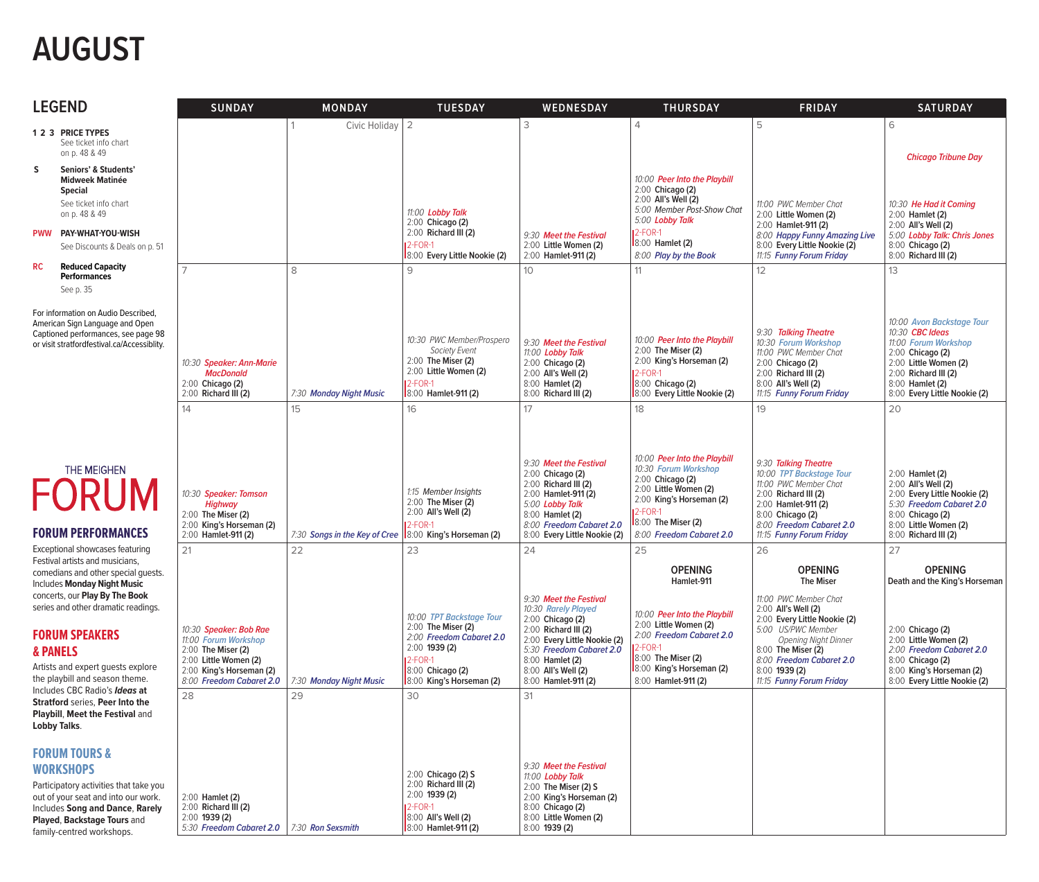# AUGUST

## LEGEND

**1 2 3 PRICE TYPES**
See ticket info chart on p. 48 & 49

**S Seniors' & Students' Midweek Matinée Special**
See ticket info chart on p. 48 & 49

**PWW PAY-WHAT-YOU-WISH**
See Discounts & Deals on p. 51

**RC Reduced Capacity Performances**
See p. 35

For information on Audio Described, American Sign Language and Open Captioned performances, see page 98 or visit stratfordfestival.ca/Accessiblity.

| SUNDAY | MONDAY | TUESDAY | WEDNESDAY | THURSDAY | FRIDAY | SATURDAY |
|---|---|---|---|---|---|---|
| | 1 Civic Holiday | 2<br>*11:00 Lobby Talk*<br>2:00 **Chicago (2)**<br>2:00 **Richard III (2)**<br>2-FOR-1<br>8:00 **Every Little Nookie (2)** | 3<br>*9:30 Meet the Festival*<br>2:00 **Little Women (2)**<br>2:00 **Hamlet-911 (2)** | 4<br>*10:00 Peer Into the Playbill*<br>2:00 **Chicago (2)**<br>2:00 **All's Well (2)**<br>*5:00 Member Post-Show Chat*<br>*5:00 Lobby Talk*<br>2-FOR-1<br>8:00 **Hamlet (2)**<br>*8:00 Play by the Book* | 5<br>*11:00 PWC Member Chat*<br>2:00 **Little Women (2)**<br>2:00 **Hamlet-911 (2)**<br>*8:00 Happy Funny Amazing Live*<br>8:00 **Every Little Nookie (2)**<br>*11:15 Funny Forum Friday* | 6<br>*Chicago Tribune Day*<br>*10:30 He Had it Coming*<br>2:00 **Hamlet (2)**<br>2:00 **All's Well (2)**<br>*5:00 Lobby Talk: Chris Jones*<br>8:00 **Chicago (2)**<br>8:00 **Richard III (2)** |
| 7<br>*10:30 Speaker: Ann-Marie MacDonald*<br>2:00 **Chicago (2)**<br>2:00 **Richard III (2)** | 8<br>*7:30 Monday Night Music* | 9<br>*10:30 PWC Member/Prospero Society Event*<br>2:00 **The Miser (2)**<br>2:00 **Little Women (2)**<br>2-FOR-1<br>8:00 **Hamlet-911 (2)** | 10<br>*9:30 Meet the Festival*<br>*11:00 Lobby Talk*<br>2:00 **Chicago (2)**<br>2:00 **All's Well (2)**<br>8:00 **Hamlet (2)**<br>8:00 **Richard III (2)** | 11<br>*10:00 Peer Into the Playbill*<br>2:00 **The Miser (2)**<br>2:00 **King's Horseman (2)**<br>2-FOR-1<br>8:00 **Chicago (2)**<br>8:00 **Every Little Nookie (2)** | 12<br>*9:30 Talking Theatre*<br>*10:30 Forum Workshop*<br>*11:00 PWC Member Chat*<br>2:00 **Chicago (2)**<br>2:00 **Richard III (2)**<br>8:00 **All's Well (2)**<br>*11:15 Funny Forum Friday* | 13<br>*10:00 Avon Backstage Tour*<br>*10:30 CBC Ideas*<br>*11:00 Forum Workshop*<br>2:00 **Chicago (2)**<br>2:00 **Little Women (2)**<br>2:00 **Richard III (2)**<br>8:00 **Hamlet (2)**<br>8:00 **Every Little Nookie (2)** |
| 14<br>*10:30 Speaker: Tomson Highway*<br>2:00 **The Miser (2)**<br>2:00 **King's Horseman (2)**<br>2:00 **Hamlet-911 (2)** | 15<br>*7:30 Songs in the Key of Cree* | 16<br>*1:15 Member Insights*<br>2:00 **The Miser (2)**<br>2:00 **All's Well (2)**<br>2-FOR-1<br>8:00 **King's Horseman (2)** | 17<br>*9:30 Meet the Festival*<br>2:00 **Chicago (2)**<br>2:00 **Richard III (2)**<br>2:00 **Hamlet-911 (2)**<br>*5:00 Lobby Talk*<br>8:00 **Hamlet (2)**<br>*8:00 Freedom Cabaret 2.0*<br>8:00 **Every Little Nookie (2)** | 18<br>*10:00 Peer Into the Playbill*<br>*10:30 Forum Workshop*<br>2:00 **Chicago (2)**<br>2:00 **Little Women (2)**<br>2:00 **King's Horseman (2)**<br>2-FOR-1<br>8:00 **The Miser (2)**<br>*8:00 Freedom Cabaret 2.0* | 19<br>*9:30 Talking Theatre*<br>*10:00 TPT Backstage Tour*<br>*11:00 PWC Member Chat*<br>2:00 **Richard III (2)**<br>2:00 **Hamlet-911 (2)**<br>8:00 **Chicago (2)**<br>*8:00 Freedom Cabaret 2.0*<br>*11:15 Funny Forum Friday* | 20<br>2:00 **Hamlet (2)**<br>2:00 **All's Well (2)**<br>2:00 **Every Little Nookie (2)**<br>*5:30 Freedom Cabaret 2.0*<br>8:00 **Chicago (2)**<br>8:00 **Little Women (2)**<br>8:00 **Richard III (2)** |
| 21<br>*10:30 Speaker: Bob Rae*<br>*11:00 Forum Workshop*<br>2:00 **The Miser (2)**<br>2:00 **Little Women (2)**<br>2:00 **King's Horseman (2)**<br>*8:00 Freedom Cabaret 2.0* | 22<br>*7:30 Monday Night Music* | 23<br>*10:00 TPT Backstage Tour*<br>2:00 **The Miser (2)**<br>*2:00 Freedom Cabaret 2.0*<br>2:00 **1939 (2)**<br>2-FOR-1<br>8:00 **Chicago (2)**<br>8:00 **King's Horseman (2)** | 24<br>*9:30 Meet the Festival*<br>*10:30 Rarely Played*<br>2:00 **Chicago (2)**<br>2:00 **Richard III (2)**<br>2:00 **Every Little Nookie (2)**<br>*5:30 Freedom Cabaret 2.0*<br>8:00 **Hamlet (2)**<br>8:00 **All's Well (2)**<br>8:00 **Hamlet-911 (2)** | 25<br>**OPENING**<br>**Hamlet-911**<br>*10:00 Peer Into the Playbill*<br>2:00 **Little Women (2)**<br>*2:00 Freedom Cabaret 2.0*<br>2-FOR-1<br>8:00 **The Miser (2)**<br>8:00 **King's Horseman (2)**<br>8:00 **Hamlet-911 (2)** | 26<br>**OPENING**<br>**The Miser**<br>*11:00 PWC Member Chat*<br>2:00 **All's Well (2)**<br>2:00 **Every Little Nookie (2)**<br>*5:00 US/PWC Member Opening Night Dinner*<br>8:00 **The Miser (2)**<br>*8:00 Freedom Cabaret 2.0*<br>8:00 **1939 (2)**<br>*11:15 Funny Forum Friday* | 27<br>**OPENING**<br>**Death and the King's Horseman**<br>2:00 **Chicago (2)**<br>2:00 **Little Women (2)**<br>*2:00 Freedom Cabaret 2.0*<br>8:00 **Chicago (2)**<br>8:00 **King's Horseman (2)**<br>8:00 **Every Little Nookie (2)** |
| 28<br>2:00 **Hamlet (2)**<br>2:00 **Richard III (2)**<br>2:00 **1939 (2)**<br>*5:30 Freedom Cabaret 2.0* | 29<br>*7:30 Ron Sexsmith* | 30<br>2:00 **Chicago (2) S**<br>2:00 **Richard III (2)**<br>2:00 **1939 (2)**<br>2-FOR-1<br>8:00 **All's Well (2)**<br>8:00 **Hamlet-911 (2)** | 31<br>*9:30 Meet the Festival*<br>*11:00 Lobby Talk*<br>2:00 **The Miser (2) S**<br>2:00 **King's Horseman (2)**<br>8:00 **Chicago (2)**<br>8:00 **Little Women (2)**<br>8:00 **1939 (2)** | | | |

THE MEIGHEN **FORUM**

### FORUM PERFORMANCES

Exceptional showcases featuring Festival artists and musicians, comedians and other special guests. Includes **Monday Night Music** concerts, our **Play By The Book** series and other dramatic readings.

### FORUM SPEAKERS & PANELS

Artists and expert guests explore the playbill and season theme. Includes CBC Radio's ***Ideas* at Stratford** series, **Peer Into the Playbill**, **Meet the Festival** and **Lobby Talks**.

### FORUM TOURS & WORKSHOPS

Participatory activities that take you out of your seat and into our work. Includes **Song and Dance**, **Rarely Played**, **Backstage Tours** and family-centred workshops.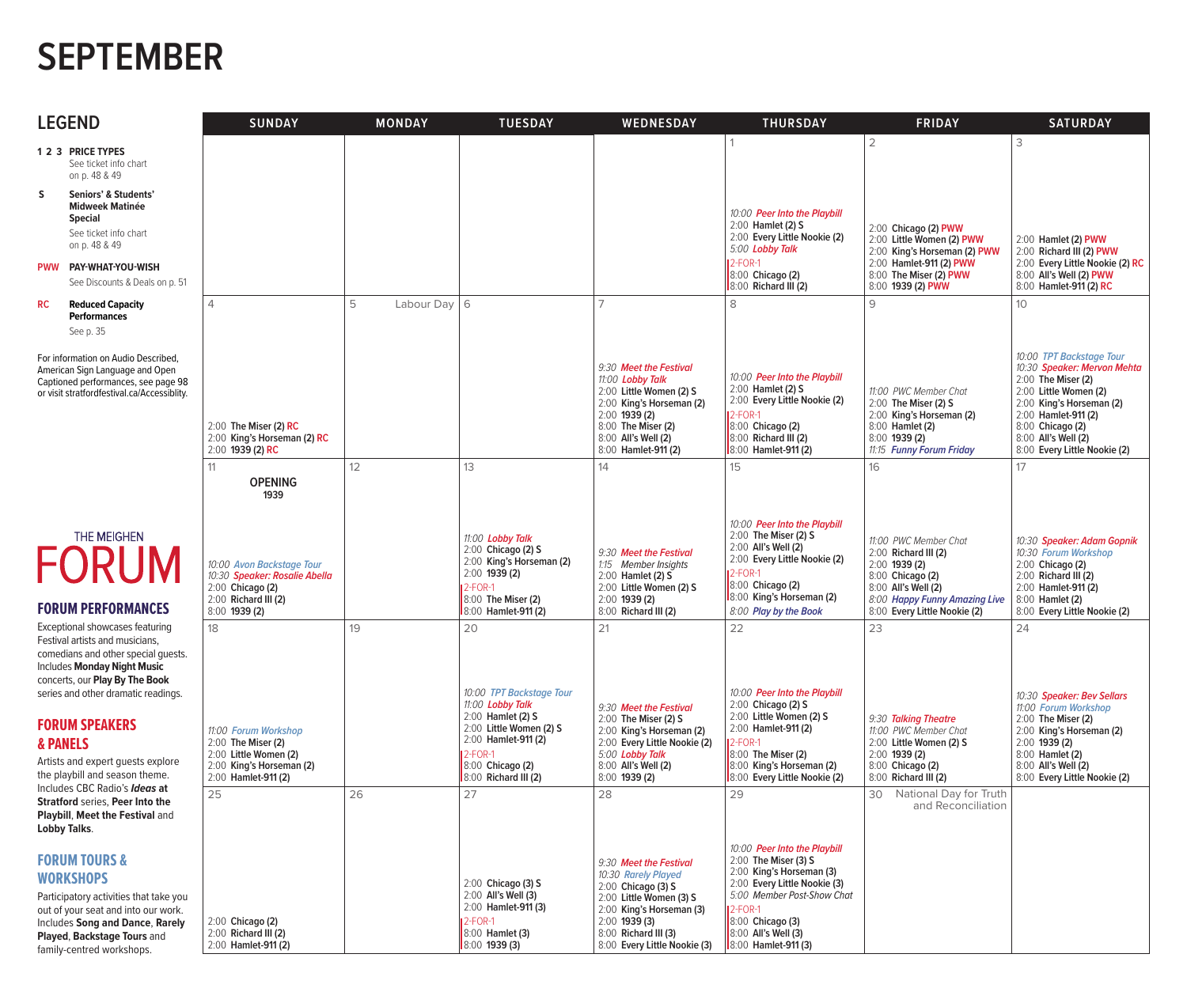# SEPTEMBER

## LEGEND

**1 2 3 PRICE TYPES** See ticket info chart on p. 48 & 49

**S Seniors' & Students' Midweek Matinée Special** See ticket info chart on p. 48 & 49

**PWW PAY-WHAT-YOU-WISH** See Discounts & Deals on p. 51

**RC Reduced Capacity Performances** See p. 35

For information on Audio Described, American Sign Language and Open Captioned performances, see page 98 or visit stratfordfestival.ca/Accessiblity.

| SUNDAY | MONDAY | TUESDAY | WEDNESDAY | THURSDAY | FRIDAY | SATURDAY |
|---|---|---|---|---|---|---|
| | | | | 1<br>*10:00 Peer Into the Playbill*<br>2:00 **Hamlet (2) S**<br>2:00 **Every Little Nookie (2)**<br>*5:00 Lobby Talk*<br>2-FOR-1<br>8:00 **Chicago (2)**<br>8:00 **Richard III (2)** | 2<br>2:00 **Chicago (2) PWW**<br>2:00 **Little Women (2) PWW**<br>2:00 **King's Horseman (2) PWW**<br>2:00 **Hamlet-911 (2) PWW**<br>8:00 **The Miser (2) PWW**<br>8:00 **1939 (2) PWW** | 3<br>2:00 **Hamlet (2) PWW**<br>2:00 **Richard III (2) PWW**<br>2:00 **Every Little Nookie (2) RC**<br>8:00 **All's Well (2) PWW**<br>8:00 **Hamlet-911 (2) RC** |
| 4<br>2:00 **The Miser (2) RC**<br>2:00 **King's Horseman (2) RC**<br>2:00 **1939 (2) RC** | 5 Labour Day | 6 | 7<br>*9:30 Meet the Festival*<br>*11:00 Lobby Talk*<br>2:00 **Little Women (2) S**<br>2:00 **King's Horseman (2)**<br>2:00 **1939 (2)**<br>8:00 **The Miser (2)**<br>8:00 **All's Well (2)**<br>8:00 **Hamlet-911 (2)** | 8<br>*10:00 Peer Into the Playbill*<br>2:00 **Hamlet (2) S**<br>2:00 **Every Little Nookie (2)**<br>2-FOR-1<br>8:00 **Chicago (2)**<br>8:00 **Richard III (2)**<br>8:00 **Hamlet-911 (2)** | 9<br>*11:00 PWC Member Chat*<br>2:00 **The Miser (2) S**<br>2:00 **King's Horseman (2)**<br>8:00 **Hamlet (2)**<br>8:00 **1939 (2)**<br>*11:15 Funny Forum Friday* | 10<br>*10:00 TPT Backstage Tour*<br>*10:30 Speaker: Mervon Mehta*<br>2:00 **The Miser (2)**<br>2:00 **Little Women (2)**<br>2:00 **King's Horseman (2)**<br>2:00 **Hamlet-911 (2)**<br>8:00 **Chicago (2)**<br>8:00 **All's Well (2)**<br>8:00 **Every Little Nookie (2)** |
| 11<br>**OPENING**<br>**1939**<br>*10:00 Avon Backstage Tour*<br>*10:30 Speaker: Rosalie Abella*<br>2:00 **Chicago (2)**<br>2:00 **Richard III (2)**<br>8:00 **1939 (2)** | 12 | 13<br>*11:00 Lobby Talk*<br>2:00 **Chicago (2) S**<br>2:00 **King's Horseman (2)**<br>2:00 **1939 (2)**<br>2-FOR-1<br>8:00 **The Miser (2)**<br>8:00 **Hamlet-911 (2)** | 14<br>*9:30 Meet the Festival*<br>*1:15 Member Insights*<br>2:00 **Hamlet (2) S**<br>2:00 **Little Women (2) S**<br>2:00 **1939 (2)**<br>8:00 **Richard III (2)** | 15<br>*10:00 Peer Into the Playbill*<br>2:00 **The Miser (2) S**<br>2:00 **All's Well (2)**<br>2:00 **Every Little Nookie (2)**<br>2-FOR-1<br>8:00 **Chicago (2)**<br>8:00 **King's Horseman (2)**<br>*8:00 Play by the Book* | 16<br>*11:00 PWC Member Chat*<br>2:00 **Richard III (2)**<br>2:00 **1939 (2)**<br>8:00 **Chicago (2)**<br>8:00 **All's Well (2)**<br>*8:00 Happy Funny Amazing Live*<br>8:00 **Every Little Nookie (2)** | 17<br>*10:30 Speaker: Adam Gopnik*<br>*10:30 Forum Workshop*<br>2:00 **Chicago (2)**<br>2:00 **Richard III (2)**<br>2:00 **Hamlet-911 (2)**<br>8:00 **Hamlet (2)**<br>8:00 **Every Little Nookie (2)** |
| 18<br>*11:00 Forum Workshop*<br>2:00 **The Miser (2)**<br>2:00 **Little Women (2)**<br>2:00 **King's Horseman (2)**<br>2:00 **Hamlet-911 (2)** | 19 | 20<br>*10:00 TPT Backstage Tour*<br>*11:00 Lobby Talk*<br>2:00 **Hamlet (2) S**<br>2:00 **Little Women (2) S**<br>2:00 **Hamlet-911 (2)**<br>2-FOR-1<br>8:00 **Chicago (2)**<br>8:00 **Richard III (2)** | 21<br>*9:30 Meet the Festival*<br>2:00 **The Miser (2) S**<br>2:00 **King's Horseman (2)**<br>2:00 **Every Little Nookie (2)**<br>*5:00 Lobby Talk*<br>8:00 **All's Well (2)**<br>8:00 **1939 (2)** | 22<br>*10:00 Peer Into the Playbill*<br>2:00 **Chicago (2) S**<br>2:00 **Little Women (2) S**<br>2:00 **Hamlet-911 (2)**<br>2-FOR-1<br>8:00 **The Miser (2)**<br>8:00 **King's Horseman (2)**<br>8:00 **Every Little Nookie (2)** | 23<br>*9:30 Talking Theatre*<br>*11:00 PWC Member Chat*<br>2:00 **Little Women (2) S**<br>2:00 **1939 (2)**<br>8:00 **Chicago (2)**<br>8:00 **Richard III (2)** | 24<br>*10:30 Speaker: Bev Sellars*<br>*11:00 Forum Workshop*<br>2:00 **The Miser (2)**<br>2:00 **King's Horseman (2)**<br>2:00 **1939 (2)**<br>8:00 **Hamlet (2)**<br>8:00 **All's Well (2)**<br>8:00 **Every Little Nookie (2)** |
| 25<br>2:00 **Chicago (2)**<br>2:00 **Richard III (2)**<br>2:00 **Hamlet-911 (2)** | 26 | 27<br>2:00 **Chicago (3) S**<br>2:00 **All's Well (3)**<br>2:00 **Hamlet-911 (3)**<br>2-FOR-1<br>8:00 **Hamlet (3)**<br>8:00 **1939 (3)** | 28<br>*9:30 Meet the Festival*<br>*10:30 Rarely Played*<br>2:00 **Chicago (3) S**<br>2:00 **Little Women (3) S**<br>2:00 **King's Horseman (3)**<br>2:00 **1939 (3)**<br>8:00 **Richard III (3)**<br>8:00 **Every Little Nookie (3)** | 29<br>*10:00 Peer Into the Playbill*<br>2:00 **The Miser (3) S**<br>2:00 **King's Horseman (3)**<br>2:00 **Every Little Nookie (3)**<br>*5:00 Member Post-Show Chat*<br>2-FOR-1<br>8:00 **Chicago (3)**<br>8:00 **All's Well (3)**<br>8:00 **Hamlet-911 (3)** | 30 National Day for Truth and Reconciliation | |

## THE MEIGHEN FORUM

### FORUM PERFORMANCES

Exceptional showcases featuring Festival artists and musicians, comedians and other special guests. Includes **Monday Night Music** concerts, our **Play By The Book** series and other dramatic readings.

### FORUM SPEAKERS & PANELS

Artists and expert guests explore the playbill and season theme. Includes CBC Radio's ***Ideas* at Stratford** series, **Peer Into the Playbill**, **Meet the Festival** and **Lobby Talks**.

### FORUM TOURS & WORKSHOPS

Participatory activities that take you out of your seat and into our work. Includes **Song and Dance**, **Rarely Played**, **Backstage Tours** and family-centred workshops.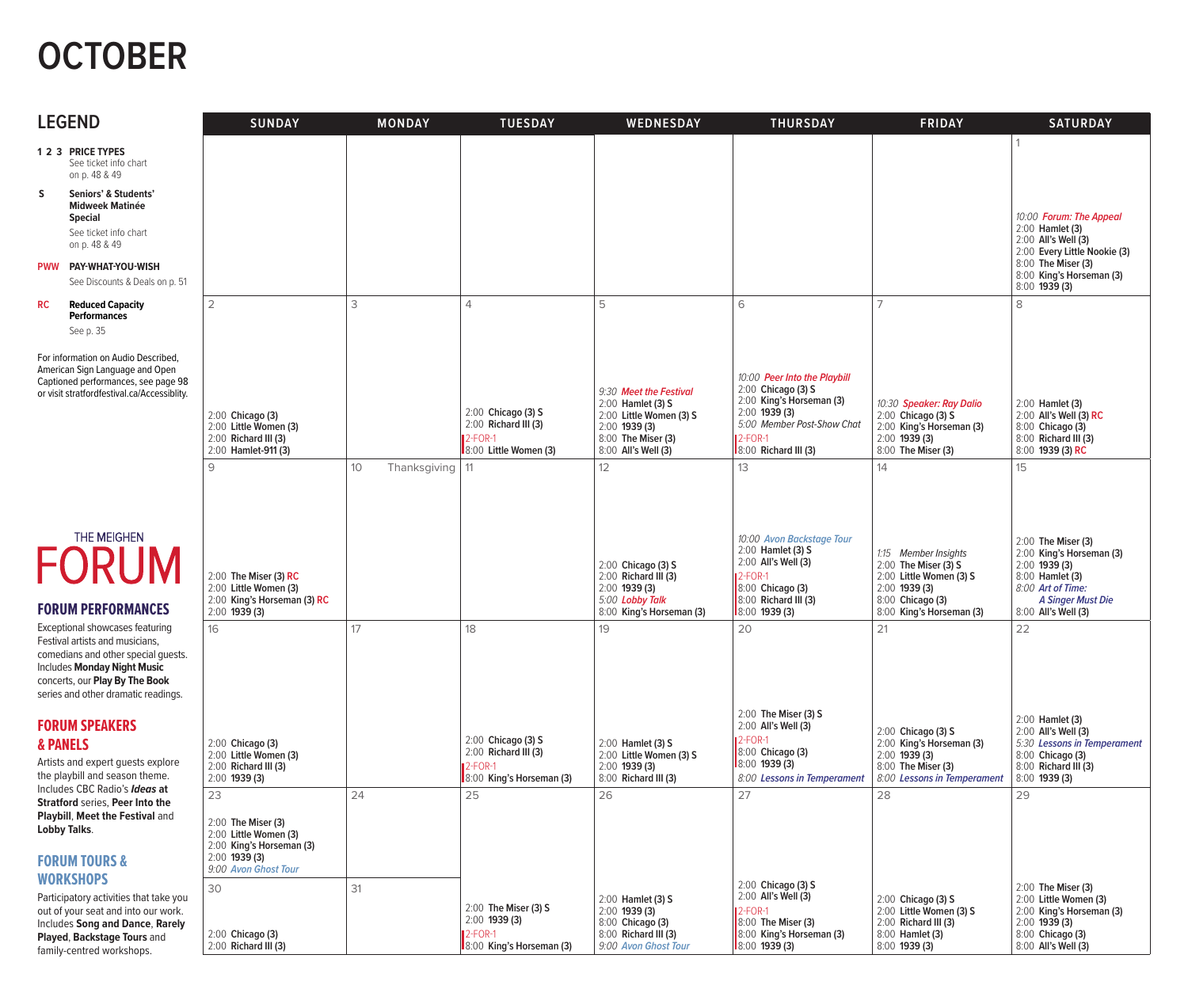# OCTOBER

## LEGEND

**1 2 3 PRICE TYPES**
See ticket info chart on p. 48 & 49

**S** **Seniors' & Students' Midweek Matinée Special**
See ticket info chart on p. 48 & 49

**PWW PAY-WHAT-YOU-WISH**
See Discounts & Deals on p. 51

**RC** **Reduced Capacity Performances**
See p. 35

For information on Audio Described, American Sign Language and Open Captioned performances, see page 98 or visit stratfordfestival.ca/Accessiblity.

THE MEIGHEN **FORUM**

### FORUM PERFORMANCES

Exceptional showcases featuring Festival artists and musicians, comedians and other special guests. Includes **Monday Night Music** concerts, our **Play By The Book** series and other dramatic readings.

### FORUM SPEAKERS & PANELS

Artists and expert guests explore the playbill and season theme. Includes CBC Radio's ***Ideas* at Stratford** series, **Peer Into the Playbill**, **Meet the Festival** and **Lobby Talks**.

### FORUM TOURS & WORKSHOPS

Participatory activities that take you out of your seat and into our work. Includes **Song and Dance**, **Rarely Played**, **Backstage Tours** and family-centred workshops.

| SUNDAY | MONDAY | TUESDAY | WEDNESDAY | THURSDAY | FRIDAY | SATURDAY |
|---|---|---|---|---|---|---|
| | | | | | | 1<br>*10:00 Forum: The Appeal*<br>2:00 **Hamlet (3)**<br>2:00 **All's Well (3)**<br>2:00 **Every Little Nookie (3)**<br>8:00 **The Miser (3)**<br>8:00 **King's Horseman (3)**<br>8:00 **1939 (3)** |
| 2<br>2:00 **Chicago (3)**<br>2:00 **Little Women (3)**<br>2:00 **Richard III (3)**<br>2:00 **Hamlet-911 (3)** | 3 | 4<br>2:00 **Chicago (3) S**<br>2:00 **Richard III (3)**<br>2-FOR-1<br>8:00 **Little Women (3)** | 5<br>*9:30 Meet the Festival*<br>2:00 **Hamlet (3) S**<br>2:00 **Little Women (3) S**<br>2:00 **1939 (3)**<br>8:00 **The Miser (3)**<br>8:00 **All's Well (3)** | 6<br>*10:00 Peer Into the Playbill*<br>2:00 **Chicago (3) S**<br>2:00 **King's Horseman (3)**<br>2:00 **1939 (3)**<br>*5:00 Member Post-Show Chat*<br>2-FOR-1<br>8:00 **Richard III (3)** | 7<br>*10:30 Speaker: Ray Dalio*<br>2:00 **Chicago (3) S**<br>2:00 **King's Horseman (3)**<br>2:00 **1939 (3)**<br>8:00 **The Miser (3)** | 8<br>2:00 **Hamlet (3)**<br>2:00 **All's Well (3) RC**<br>8:00 **Chicago (3)**<br>8:00 **Richard III (3)**<br>8:00 **1939 (3) RC** |
| 9<br>2:00 **The Miser (3) RC**<br>2:00 **Little Women (3)**<br>2:00 **King's Horseman (3) RC**<br>2:00 **1939 (3)** | 10 Thanksgiving | 11 | 12<br>2:00 **Chicago (3) S**<br>2:00 **Richard III (3)**<br>2:00 **1939 (3)**<br>*5:00 Lobby Talk*<br>8:00 **King's Horseman (3)** | 13<br>*10:00 Avon Backstage Tour*<br>2:00 **Hamlet (3) S**<br>2:00 **All's Well (3)**<br>2-FOR-1<br>8:00 **Chicago (3)**<br>8:00 **Richard III (3)**<br>8:00 **1939 (3)** | 14<br>*1:15 Member Insights*<br>2:00 **The Miser (3) S**<br>2:00 **Little Women (3) S**<br>2:00 **1939 (3)**<br>8:00 **Chicago (3)**<br>8:00 **King's Horseman (3)** | 15<br>2:00 **The Miser (3)**<br>2:00 **King's Horseman (3)**<br>2:00 **1939 (3)**<br>8:00 **Hamlet (3)**<br>*8:00 Art of Time: A Singer Must Die*<br>8:00 **All's Well (3)** |
| 16<br>2:00 **Chicago (3)**<br>2:00 **Little Women (3)**<br>2:00 **Richard III (3)**<br>2:00 **1939 (3)** | 17 | 18<br>2:00 **Chicago (3) S**<br>2:00 **Richard III (3)**<br>2-FOR-1<br>8:00 **King's Horseman (3)** | 19<br>2:00 **Hamlet (3) S**<br>2:00 **Little Women (3) S**<br>2:00 **1939 (3)**<br>8:00 **Richard III (3)** | 20<br>2:00 **The Miser (3) S**<br>2:00 **All's Well (3)**<br>2-FOR-1<br>8:00 **Chicago (3)**<br>8:00 **1939 (3)**<br>*8:00 Lessons in Temperament* | 21<br>2:00 **Chicago (3) S**<br>2:00 **King's Horseman (3)**<br>2:00 **1939 (3)**<br>8:00 **The Miser (3)**<br>*8:00 Lessons in Temperament* | 22<br>2:00 **Hamlet (3)**<br>2:00 **All's Well (3)**<br>*5:30 Lessons in Temperament*<br>8:00 **Chicago (3)**<br>8:00 **Richard III (3)**<br>8:00 **1939 (3)** |
| 23<br>2:00 **The Miser (3)**<br>2:00 **Little Women (3)**<br>2:00 **King's Horseman (3)**<br>2:00 **1939 (3)**<br>*9:00 Avon Ghost Tour* | 24 | 25<br>2:00 **The Miser (3) S**<br>2:00 **1939 (3)**<br>2-FOR-1<br>8:00 **King's Horseman (3)** | 26<br>2:00 **Hamlet (3) S**<br>2:00 **1939 (3)**<br>8:00 **Chicago (3)**<br>8:00 **Richard III (3)**<br>*9:00 Avon Ghost Tour* | 27<br>2:00 **Chicago (3) S**<br>2:00 **All's Well (3)**<br>2-FOR-1<br>8:00 **The Miser (3)**<br>8:00 **King's Horseman (3)**<br>8:00 **1939 (3)** | 28<br>2:00 **Chicago (3) S**<br>2:00 **Little Women (3) S**<br>2:00 **Richard III (3)**<br>8:00 **Hamlet (3)**<br>8:00 **1939 (3)** | 29<br>2:00 **The Miser (3)**<br>2:00 **Little Women (3)**<br>2:00 **King's Horseman (3)**<br>2:00 **1939 (3)**<br>8:00 **Chicago (3)**<br>8:00 **All's Well (3)** |
| 30<br>2:00 **Chicago (3)**<br>2:00 **Richard III (3)** | 31 | | | | | |